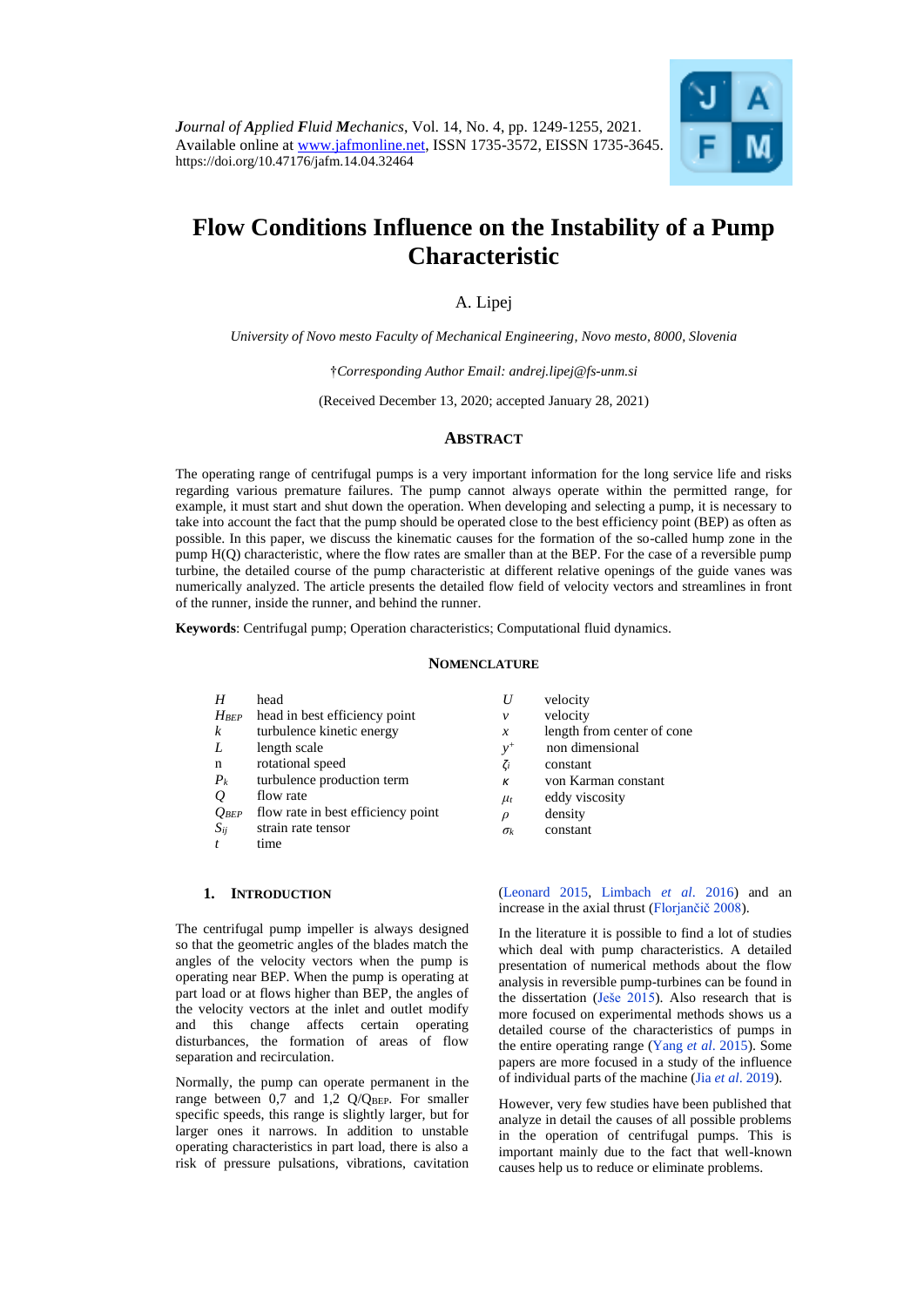*Journal of Applied Fluid Mechanics*, Vol. 14, No. 4, pp. 1249-1255, 2021.
Available online at www.jafmonline.net, ISSN 1735-3572, EISSN 1735-3645.
https://doi.org/10.47176/jafm.14.04.32464

# Flow Conditions Influence on the Instability of a Pump Characteristic

A. Lipej

*University of Novo mesto Faculty of Mechanical Engineering, Novo mesto, 8000, Slovenia*

†*Corresponding Author Email: andrej.lipej@fs-unm.si*

(Received December 13, 2020; accepted January 28, 2021)

## Abstract

The operating range of centrifugal pumps is a very important information for the long service life and risks regarding various premature failures. The pump cannot always operate within the permitted range, for example, it must start and shut down the operation. When developing and selecting a pump, it is necessary to take into account the fact that the pump should be operated close to the best efficiency point (BEP) as often as possible. In this paper, we discuss the kinematic causes for the formation of the so-called hump zone in the pump H(Q) characteristic, where the flow rates are smaller than at the BEP. For the case of a reversible pump turbine, the detailed course of the pump characteristic at different relative openings of the guide vanes was numerically analyzed. The article presents the detailed flow field of velocity vectors and streamlines in front of the runner, inside the runner, and behind the runner.

**Keywords**: Centrifugal pump; Operation characteristics; Computational fluid dynamics.

## Nomenclature

| | | | |
|---|---|---|---|
| $H$ | head | $U$ | velocity |
| $H_{BEP}$ | head in best efficiency point | $v$ | velocity |
| $k$ | turbulence kinetic energy | $x$ | length from center of cone |
| $L$ | length scale | $y^+$ | non dimensional |
| n | rotational speed | $\zeta_i$ | constant |
| $P_k$ | turbulence production term | $\kappa$ | von Karman constant |
| $Q$ | flow rate | $\mu_t$ | eddy viscosity |
| $Q_{BEP}$ | flow rate in best efficiency point | $\rho$ | density |
| $S_{ij}$ | strain rate tensor | $\sigma_k$ | constant |
| $t$ | time | | |

## 1. Introduction

The centrifugal pump impeller is always designed so that the geometric angles of the blades match the angles of the velocity vectors when the pump is operating near BEP. When the pump is operating at part load or at flows higher than BEP, the angles of the velocity vectors at the inlet and outlet modify and this change affects certain operating disturbances, the formation of areas of flow separation and recirculation.

Normally, the pump can operate permanent in the range between 0,7 and 1,2 $Q/Q_{BEP}$. For smaller specific speeds, this range is slightly larger, but for larger ones it narrows. In addition to unstable operating characteristics in part load, there is also a risk of pressure pulsations, vibrations, cavitation (Leonard 2015, Limbach *et al*. 2016) and an increase in the axial thrust (Florjančič 2008).

In the literature it is possible to find a lot of studies which deal with pump characteristics. A detailed presentation of numerical methods about the flow analysis in reversible pump-turbines can be found in the dissertation (Ješe 2015). Also research that is more focused on experimental methods shows us a detailed course of the characteristics of pumps in the entire operating range (Yang *et al*. 2015). Some papers are more focused in a study of the influence of individual parts of the machine (Jia *et al*. 2019).

However, very few studies have been published that analyze in detail the causes of all possible problems in the operation of centrifugal pumps. This is important mainly due to the fact that well-known causes help us to reduce or eliminate problems.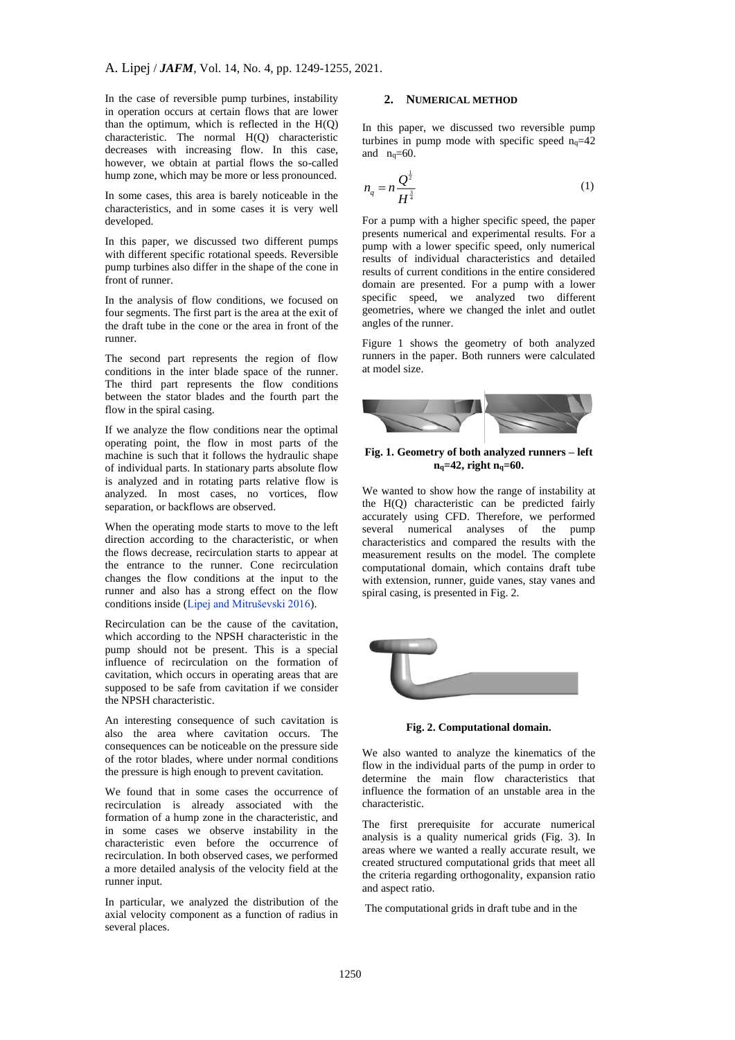In the case of reversible pump turbines, instability in operation occurs at certain flows that are lower than the optimum, which is reflected in the H(Q) characteristic. The normal H(Q) characteristic decreases with increasing flow. In this case, however, we obtain at partial flows the so-called hump zone, which may be more or less pronounced.

In some cases, this area is barely noticeable in the characteristics, and in some cases it is very well developed.

In this paper, we discussed two different pumps with different specific rotational speeds. Reversible pump turbines also differ in the shape of the cone in front of runner.

In the analysis of flow conditions, we focused on four segments. The first part is the area at the exit of the draft tube in the cone or the area in front of the runner.

The second part represents the region of flow conditions in the inter blade space of the runner. The third part represents the flow conditions between the stator blades and the fourth part the flow in the spiral casing.

If we analyze the flow conditions near the optimal operating point, the flow in most parts of the machine is such that it follows the hydraulic shape of individual parts. In stationary parts absolute flow is analyzed and in rotating parts relative flow is analyzed. In most cases, no vortices, flow separation, or backflows are observed.

When the operating mode starts to move to the left direction according to the characteristic, or when the flows decrease, recirculation starts to appear at the entrance to the runner. Cone recirculation changes the flow conditions at the input to the runner and also has a strong effect on the flow conditions inside (Lipej and Mitruševski 2016).

Recirculation can be the cause of the cavitation, which according to the NPSH characteristic in the pump should not be present. This is a special influence of recirculation on the formation of cavitation, which occurs in operating areas that are supposed to be safe from cavitation if we consider the NPSH characteristic.

An interesting consequence of such cavitation is also the area where cavitation occurs. The consequences can be noticeable on the pressure side of the rotor blades, where under normal conditions the pressure is high enough to prevent cavitation.

We found that in some cases the occurrence of recirculation is already associated with the formation of a hump zone in the characteristic, and in some cases we observe instability in the characteristic even before the occurrence of recirculation. In both observed cases, we performed a more detailed analysis of the velocity field at the runner input.

In particular, we analyzed the distribution of the axial velocity component as a function of radius in several places.

## 2. Numerical Method

In this paper, we discussed two reversible pump turbines in pump mode with specific speed $n_q$=42 and $n_q$=60.

$$n_q = n\frac{Q^{\frac{1}{2}}}{H^{\frac{3}{4}}} \quad (1)$$

For a pump with a higher specific speed, the paper presents numerical and experimental results. For a pump with a lower specific speed, only numerical results of individual characteristics and detailed results of current conditions in the entire considered domain are presented. For a pump with a lower specific speed, we analyzed two different geometries, where we changed the inlet and outlet angles of the runner.

Figure 1 shows the geometry of both analyzed runners in the paper. Both runners were calculated at model size.

**Fig. 1. Geometry of both analyzed runners – left $n_q$=42, right $n_q$=60.**

We wanted to show how the range of instability at the H(Q) characteristic can be predicted fairly accurately using CFD. Therefore, we performed several numerical analyses of the pump characteristics and compared the results with the measurement results on the model. The complete computational domain, which contains draft tube with extension, runner, guide vanes, stay vanes and spiral casing, is presented in Fig. 2.

**Fig. 2. Computational domain.**

We also wanted to analyze the kinematics of the flow in the individual parts of the pump in order to determine the main flow characteristics that influence the formation of an unstable area in the characteristic.

The first prerequisite for accurate numerical analysis is a quality numerical grids (Fig. 3). In areas where we wanted a really accurate result, we created structured computational grids that meet all the criteria regarding orthogonality, expansion ratio and aspect ratio.

The computational grids in draft tube and in the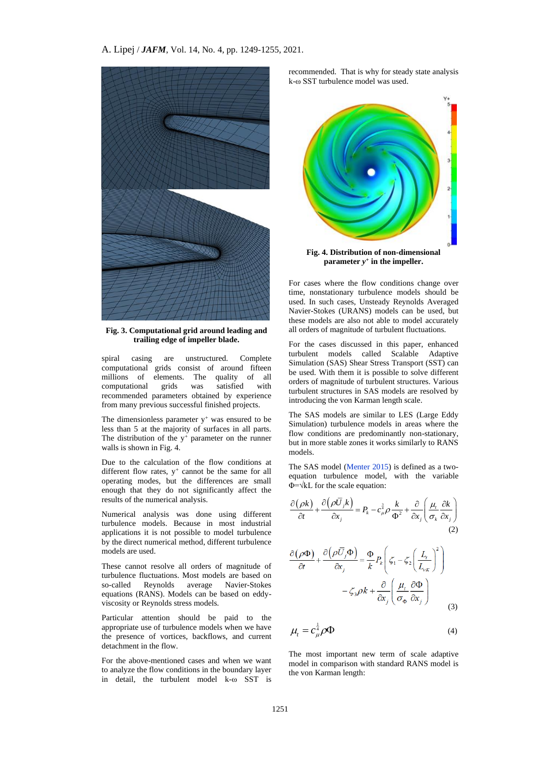**Fig. 3. Computational grid around leading and trailing edge of impeller blade.**

spiral casing are unstructured. Complete computational grids consist of around fifteen millions of elements. The quality of all computational grids was satisfied with recommended parameters obtained by experience from many previous successful finished projects.

The dimensionless parameter $y^+$ was ensured to be less than 5 at the majority of surfaces in all parts. The distribution of the $y^+$ parameter on the runner walls is shown in Fig. 4.

Due to the calculation of the flow conditions at different flow rates, $y^+$ cannot be the same for all operating modes, but the differences are small enough that they do not significantly affect the results of the numerical analysis.

Numerical analysis was done using different turbulence models. Because in most industrial applications it is not possible to model turbulence by the direct numerical method, different turbulence models are used.

These cannot resolve all orders of magnitude of turbulence fluctuations. Most models are based on so-called Reynolds average Navier-Stokes equations (RANS). Models can be based on eddy-viscosity or Reynolds stress models.

Particular attention should be paid to the appropriate use of turbulence models when we have the presence of vortices, backflows, and current detachment in the flow.

For the above-mentioned cases and when we want to analyze the flow conditions in the boundary layer in detail, the turbulent model k-ω SST is recommended. That is why for steady state analysis k-ω SST turbulence model was used.

**Fig. 4. Distribution of non-dimensional parameter $y^+$ in the impeller.**

For cases where the flow conditions change over time, nonstationary turbulence models should be used. In such cases, Unsteady Reynolds Averaged Navier-Stokes (URANS) models can be used, but these models are also not able to model accurately all orders of magnitude of turbulent fluctuations.

For the cases discussed in this paper, enhanced turbulent models called Scalable Adaptive Simulation (SAS) Shear Stress Transport (SST) can be used. With them it is possible to solve different orders of magnitude of turbulent structures. Various turbulent structures in SAS models are resolved by introducing the von Karman length scale.

The SAS models are similar to LES (Large Eddy Simulation) turbulence models in areas where the flow conditions are predominantly non-stationary, but in more stable zones it works similarly to RANS models.

The SAS model (Menter 2015) is defined as a two-equation turbulence model, with the variable $\Phi=\sqrt{k}L$ for the scale equation:

$$\frac{\partial(\rho k)}{\partial t}+\frac{\partial\left(\rho \bar{U}_j k\right)}{\partial x_j}=P_k-c_\mu^{\frac{3}{4}}\rho\frac{k}{\Phi^2}+\frac{\partial}{\partial x_j}\left(\frac{\mu_t}{\sigma_k}\frac{\partial k}{\partial x_j}\right) \tag{2}$$

$$\frac{\partial(\rho\Phi)}{\partial t}+\frac{\partial\left(\rho \bar{U}_j \Phi\right)}{\partial x_j}=\frac{\Phi}{k}P_k\left(\zeta_1-\zeta_2\left(\frac{L_t}{L_{vK}}\right)^2\right)-\zeta_3\rho k+\frac{\partial}{\partial x_j}\left(\frac{\mu_t}{\sigma_\Phi}\frac{\partial\Phi}{\partial x_j}\right) \tag{3}$$

$$\mu_t=c_\mu^{\frac{1}{4}}\rho\Phi \tag{4}$$

The most important new term of scale adaptive model in comparison with standard RANS model is the von Karman length: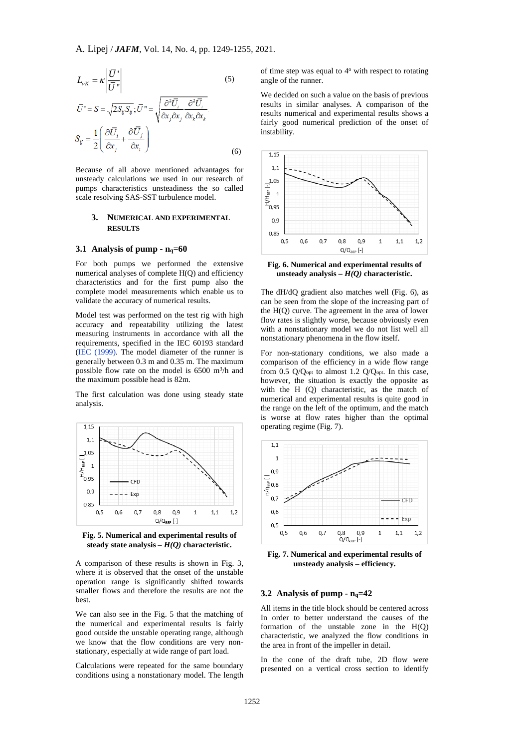$$L_{vK} = \kappa \left| \frac{\bar{U}'}{\bar{U}''} \right| \quad (5)$$

$$\bar{U}' = S = \sqrt{2 S_{ij} S_{ij}}; \bar{U}'' = \sqrt{\frac{\partial^2 \bar{U}_i}{\partial x_j \partial x_j} \frac{\partial^2 \bar{U}_i}{\partial x_k \partial x_k}}$$

$$S_{ij} = \frac{1}{2}\left( \frac{\partial \bar{U}_i}{\partial x_j} + \frac{\partial \bar{U}_j}{\partial x_i} \right) \quad (6)$$

Because of all above mentioned advantages for unsteady calculations we used in our research of pumps characteristics unsteadiness the so called scale resolving SAS-SST turbulence model.

## 3. NUMERICAL AND EXPERIMENTAL RESULTS

### 3.1 Analysis of pump - $n_q$=60

For both pumps we performed the extensive numerical analyses of complete H(Q) and efficiency characteristics and for the first pump also the complete model measurements which enable us to validate the accuracy of numerical results.

Model test was performed on the test rig with high accuracy and repeatability utilizing the latest measuring instruments in accordance with all the requirements, specified in the IEC 60193 standard (IEC (1999). The model diameter of the runner is generally between 0.3 m and 0.35 m. The maximum possible flow rate on the model is 6500 $m^3$/h and the maximum possible head is 82m.

The first calculation was done using steady state analysis.

**Fig. 5. Numerical and experimental results of steady state analysis – *H(Q)* characteristic.**

A comparison of these results is shown in Fig. 3, where it is observed that the onset of the unstable operation range is significantly shifted towards smaller flows and therefore the results are not the best.

We can also see in the Fig. 5 that the matching of the numerical and experimental results is fairly good outside the unstable operating range, although we know that the flow conditions are very non-stationary, especially at wide range of part load.

Calculations were repeated for the same boundary conditions using a nonstationary model. The length of time step was equal to 4° with respect to rotating angle of the runner.

We decided on such a value on the basis of previous results in similar analyses. A comparison of the results numerical and experimental results shows a fairly good numerical prediction of the onset of instability.

**Fig. 6. Numerical and experimental results of unsteady analysis – *H(Q)* characteristic.**

The dH/dQ gradient also matches well (Fig. 6), as can be seen from the slope of the increasing part of the H(Q) curve. The agreement in the area of lower flow rates is slightly worse, because obviously even with a nonstationary model we do not list well all nonstationary phenomena in the flow itself.

For non-stationary conditions, we also made a comparison of the efficiency in a wide flow range from 0.5 $Q/Q_{opt}$ to almost 1.2 $Q/Q_{opt}$. In this case, however, the situation is exactly the opposite as with the H (Q) characteristic, as the match of numerical and experimental results is quite good in the range on the left of the optimum, and the match is worse at flow rates higher than the optimal operating regime (Fig. 7).

**Fig. 7. Numerical and experimental results of unsteady analysis – efficiency.**

### 3.2 Analysis of pump - $n_q$=42

All items in the title block should be centered across In order to better understand the causes of the formation of the unstable zone in the H(Q) characteristic, we analyzed the flow conditions in the area in front of the impeller in detail.

In the cone of the draft tube, 2D flow were presented on a vertical cross section to identify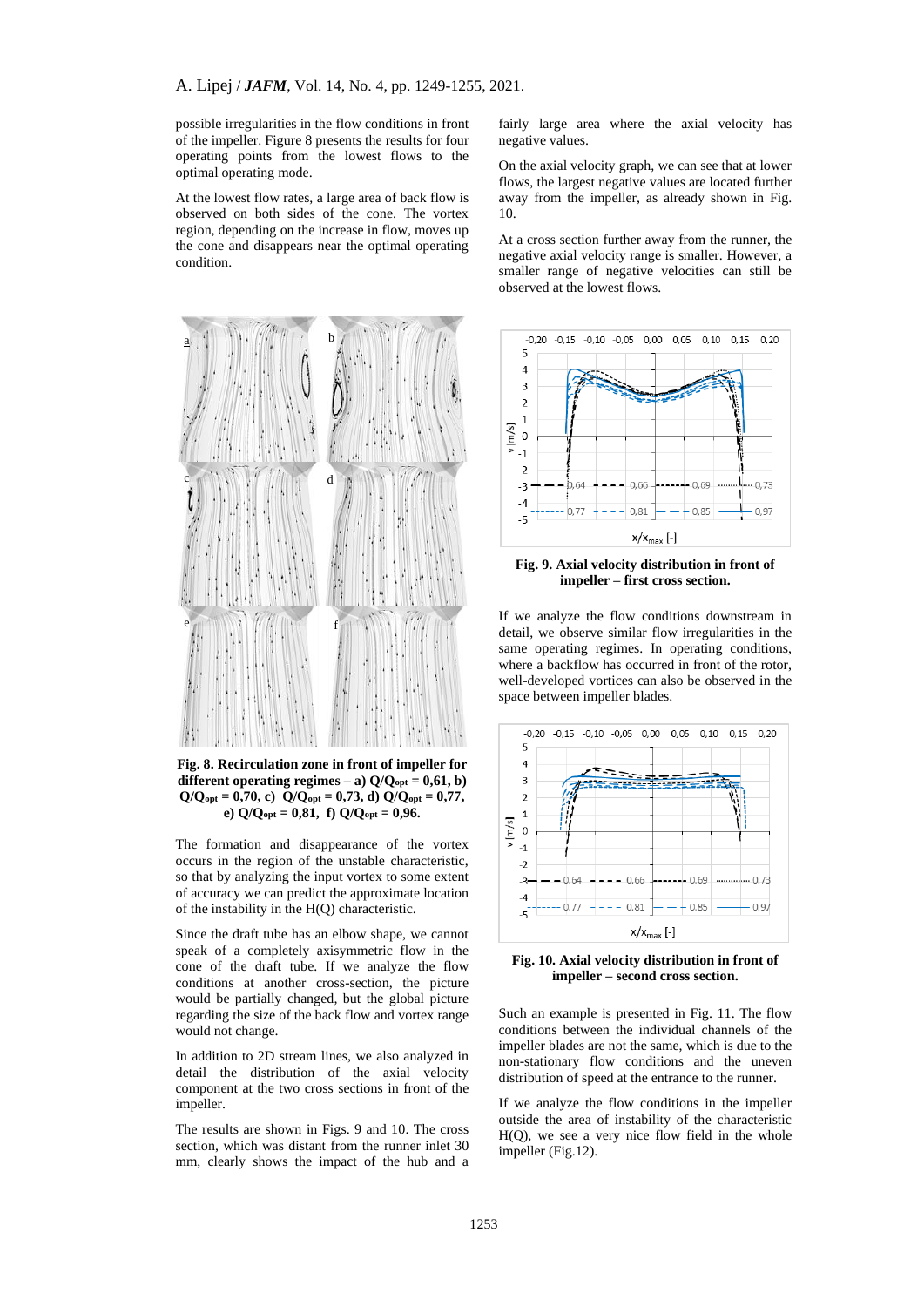possible irregularities in the flow conditions in front of the impeller. Figure 8 presents the results for four operating points from the lowest flows to the optimal operating mode.

At the lowest flow rates, a large area of back flow is observed on both sides of the cone. The vortex region, depending on the increase in flow, moves up the cone and disappears near the optimal operating condition.

**Fig. 8. Recirculation zone in front of impeller for different operating regimes – a) $Q/Q_{opt}$ = 0,61, b) $Q/Q_{opt}$ = 0,70, c) $Q/Q_{opt}$ = 0,73, d) $Q/Q_{opt}$ = 0,77, e) $Q/Q_{opt}$ = 0,81, f) $Q/Q_{opt}$ = 0,96.**

The formation and disappearance of the vortex occurs in the region of the unstable characteristic, so that by analyzing the input vortex to some extent of accuracy we can predict the approximate location of the instability in the H(Q) characteristic.

Since the draft tube has an elbow shape, we cannot speak of a completely axisymmetric flow in the cone of the draft tube. If we analyze the flow conditions at another cross-section, the picture would be partially changed, but the global picture regarding the size of the back flow and vortex range would not change.

In addition to 2D stream lines, we also analyzed in detail the distribution of the axial velocity component at the two cross sections in front of the impeller.

The results are shown in Figs. 9 and 10. The cross section, which was distant from the runner inlet 30 mm, clearly shows the impact of the hub and a fairly large area where the axial velocity has negative values.

On the axial velocity graph, we can see that at lower flows, the largest negative values are located further away from the impeller, as already shown in Fig. 10.

At a cross section further away from the runner, the negative axial velocity range is smaller. However, a smaller range of negative velocities can still be observed at the lowest flows.

**Fig. 9. Axial velocity distribution in front of impeller – first cross section.**

If we analyze the flow conditions downstream in detail, we observe similar flow irregularities in the same operating regimes. In operating conditions, where a backflow has occurred in front of the rotor, well-developed vortices can also be observed in the space between impeller blades.

**Fig. 10. Axial velocity distribution in front of impeller – second cross section.**

Such an example is presented in Fig. 11. The flow conditions between the individual channels of the impeller blades are not the same, which is due to the non-stationary flow conditions and the uneven distribution of speed at the entrance to the runner.

If we analyze the flow conditions in the impeller outside the area of instability of the characteristic H(Q), we see a very nice flow field in the whole impeller (Fig.12).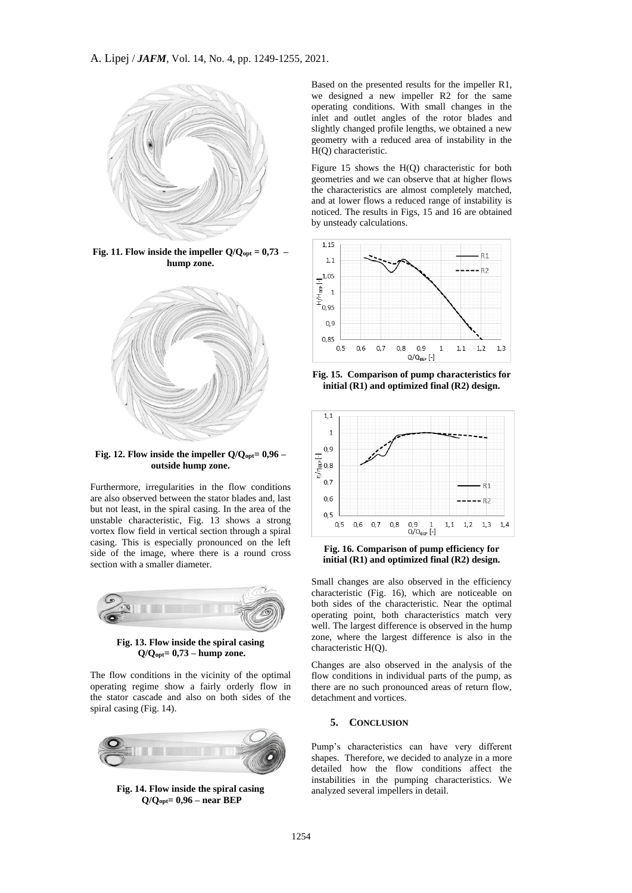**Fig. 11. Flow inside the impeller $Q/Q_{opt}$ = 0,73 – hump zone.**

**Fig. 12. Flow inside the impeller $Q/Q_{opt}$= 0,96 – outside hump zone.**

Furthermore, irregularities in the flow conditions are also observed between the stator blades and, last but not least, in the spiral casing. In the area of the unstable characteristic, Fig. 13 shows a strong vortex flow field in vertical section through a spiral casing. This is especially pronounced on the left side of the image, where there is a round cross section with a smaller diameter.

**Fig. 13. Flow inside the spiral casing $Q/Q_{opt}$= 0,73 – hump zone.**

The flow conditions in the vicinity of the optimal operating regime show a fairly orderly flow in the stator cascade and also on both sides of the spiral casing (Fig. 14).

**Fig. 14. Flow inside the spiral casing $Q/Q_{opt}$= 0,96 – near BEP**

Based on the presented results for the impeller R1, we designed a new impeller R2 for the same operating conditions. With small changes in the inlet and outlet angles of the rotor blades and slightly changed profile lengths, we obtained a new geometry with a reduced area of instability in the H(Q) characteristic.

Figure 15 shows the H(Q) characteristic for both geometries and we can observe that at higher flows the characteristics are almost completely matched, and at lower flows a reduced range of instability is noticed. The results in Figs, 15 and 16 are obtained by unsteady calculations.

**Fig. 15. Comparison of pump characteristics for initial (R1) and optimized final (R2) design.**

**Fig. 16. Comparison of pump efficiency for initial (R1) and optimized final (R2) design.**

Small changes are also observed in the efficiency characteristic (Fig. 16), which are noticeable on both sides of the characteristic. Near the optimal operating point, both characteristics match very well. The largest difference is observed in the hump zone, where the largest difference is also in the characteristic H(Q).

Changes are also observed in the analysis of the flow conditions in individual parts of the pump, as there are no such pronounced areas of return flow, detachment and vortices.

## 5. CONCLUSION

Pump's characteristics can have very different shapes. Therefore, we decided to analyze in a more detailed how the flow conditions affect the instabilities in the pumping characteristics. We analyzed several impellers in detail.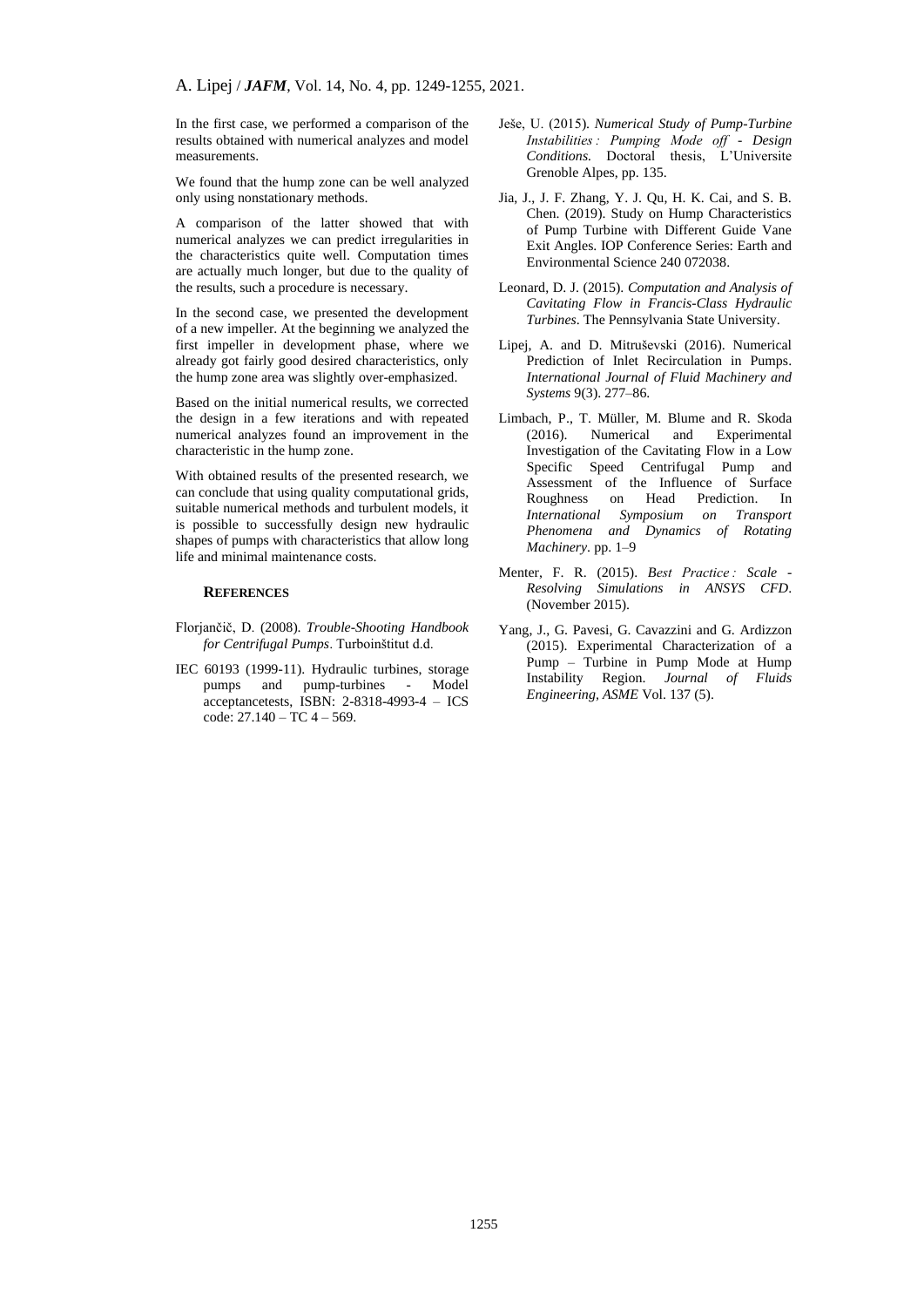In the first case, we performed a comparison of the results obtained with numerical analyzes and model measurements.

We found that the hump zone can be well analyzed only using nonstationary methods.

A comparison of the latter showed that with numerical analyzes we can predict irregularities in the characteristics quite well. Computation times are actually much longer, but due to the quality of the results, such a procedure is necessary.

In the second case, we presented the development of a new impeller. At the beginning we analyzed the first impeller in development phase, where we already got fairly good desired characteristics, only the hump zone area was slightly over-emphasized.

Based on the initial numerical results, we corrected the design in a few iterations and with repeated numerical analyzes found an improvement in the characteristic in the hump zone.

With obtained results of the presented research, we can conclude that using quality computational grids, suitable numerical methods and turbulent models, it is possible to successfully design new hydraulic shapes of pumps with characteristics that allow long life and minimal maintenance costs.

## REFERENCES

Florjančič, D. (2008). *Trouble-Shooting Handbook for Centrifugal Pumps*. Turboinštitut d.d.

IEC 60193 (1999-11). Hydraulic turbines, storage pumps and pump-turbines - Model acceptancetests, ISBN: 2-8318-4993-4 – ICS code: 27.140 – TC 4 – 569.

Ješe, U. (2015). *Numerical Study of Pump-Turbine Instabilities : Pumping Mode off - Design Conditions.* Doctoral thesis, L'Universite Grenoble Alpes, pp. 135.

Jia, J., J. F. Zhang, Y. J. Qu, H. K. Cai, and S. B. Chen. (2019). Study on Hump Characteristics of Pump Turbine with Different Guide Vane Exit Angles. IOP Conference Series: Earth and Environmental Science 240 072038.

Leonard, D. J. (2015). *Computation and Analysis of Cavitating Flow in Francis-Class Hydraulic Turbines*. The Pennsylvania State University.

Lipej, A. and D. Mitruševski (2016). Numerical Prediction of Inlet Recirculation in Pumps. *International Journal of Fluid Machinery and Systems* 9(3). 277–86.

Limbach, P., T. Müller, M. Blume and R. Skoda (2016). Numerical and Experimental Investigation of the Cavitating Flow in a Low Specific Speed Centrifugal Pump and Assessment of the Influence of Surface Roughness on Head Prediction. In *International Symposium on Transport Phenomena and Dynamics of Rotating Machinery*. pp. 1–9

Menter, F. R. (2015). *Best Practice : Scale - Resolving Simulations in ANSYS CFD*. (November 2015).

Yang, J., G. Pavesi, G. Cavazzini and G. Ardizzon (2015). Experimental Characterization of a Pump – Turbine in Pump Mode at Hump Instability Region. *Journal of Fluids Engineering, ASME* Vol. 137 (5).